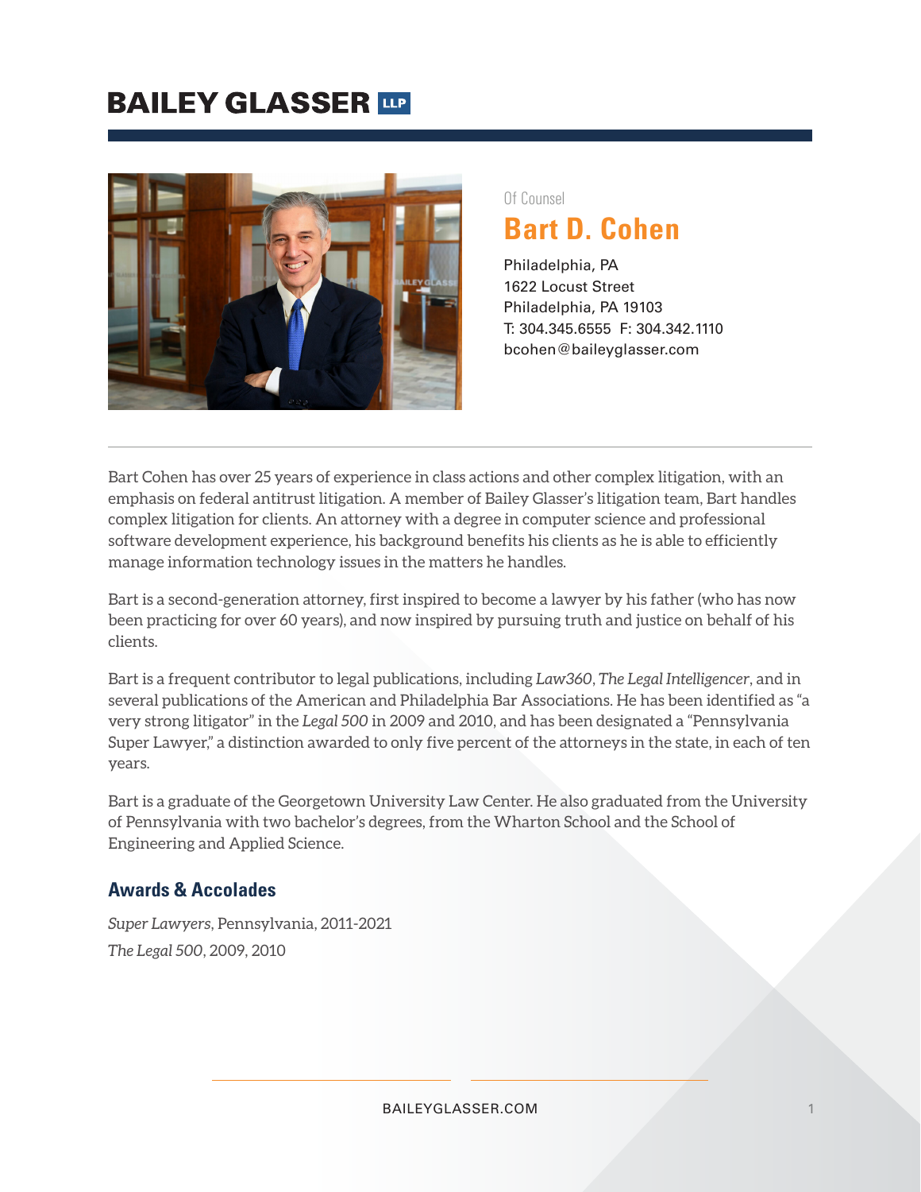# BAILEY GLASSER LLP

Of Counsel

## Bart D. Cohen

Philadelphia, PA
1622 Locust Street
Philadelphia, PA 19103
T: 304.345.6555 F: 304.342.1110
bcohen@baileyglasser.com

Bart Cohen has over 25 years of experience in class actions and other complex litigation, with an emphasis on federal antitrust litigation. A member of Bailey Glasser's litigation team, Bart handles complex litigation for clients. An attorney with a degree in computer science and professional software development experience, his background benefits his clients as he is able to efficiently manage information technology issues in the matters he handles.

Bart is a second-generation attorney, first inspired to become a lawyer by his father (who has now been practicing for over 60 years), and now inspired by pursuing truth and justice on behalf of his clients.

Bart is a frequent contributor to legal publications, including *Law360*, *The Legal Intelligencer*, and in several publications of the American and Philadelphia Bar Associations. He has been identified as "a very strong litigator" in the *Legal 500* in 2009 and 2010, and has been designated a "Pennsylvania Super Lawyer," a distinction awarded to only five percent of the attorneys in the state, in each of ten years.

Bart is a graduate of the Georgetown University Law Center. He also graduated from the University of Pennsylvania with two bachelor's degrees, from the Wharton School and the School of Engineering and Applied Science.

### Awards & Accolades

*Super Lawyers*, Pennsylvania, 2011-2021

*The Legal 500*, 2009, 2010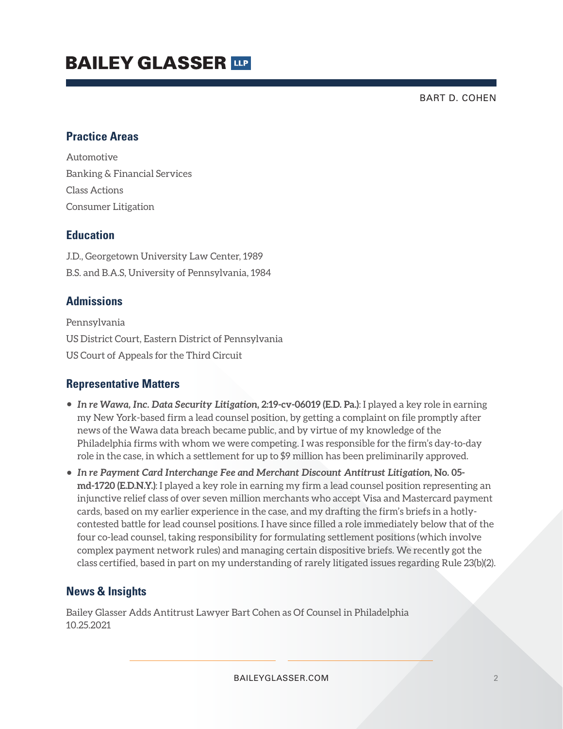## Practice Areas

Automotive
Banking & Financial Services
Class Actions
Consumer Litigation

## Education

J.D., Georgetown University Law Center, 1989
B.S. and B.A.S, University of Pennsylvania, 1984

## Admissions

Pennsylvania
US District Court, Eastern District of Pennsylvania
US Court of Appeals for the Third Circuit

## Representative Matters

- ***In re Wawa, Inc. Data Security Litigation*, 2:19-cv-06019 (E.D. Pa.)**: I played a key role in earning my New York-based firm a lead counsel position, by getting a complaint on file promptly after news of the Wawa data breach became public, and by virtue of my knowledge of the Philadelphia firms with whom we were competing. I was responsible for the firm's day-to-day role in the case, in which a settlement for up to $9 million has been preliminarily approved.
- ***In re Payment Card Interchange Fee and Merchant Discount Antitrust Litigation*, No. 05-md-1720 (E.D.N.Y.)**: I played a key role in earning my firm a lead counsel position representing an injunctive relief class of over seven million merchants who accept Visa and Mastercard payment cards, based on my earlier experience in the case, and my drafting the firm's briefs in a hotly-contested battle for lead counsel positions. I have since filled a role immediately below that of the four co-lead counsel, taking responsibility for formulating settlement positions (which involve complex payment network rules) and managing certain dispositive briefs. We recently got the class certified, based in part on my understanding of rarely litigated issues regarding Rule 23(b)(2).

## News & Insights

Bailey Glasser Adds Antitrust Lawyer Bart Cohen as Of Counsel in Philadelphia
10.25.2021